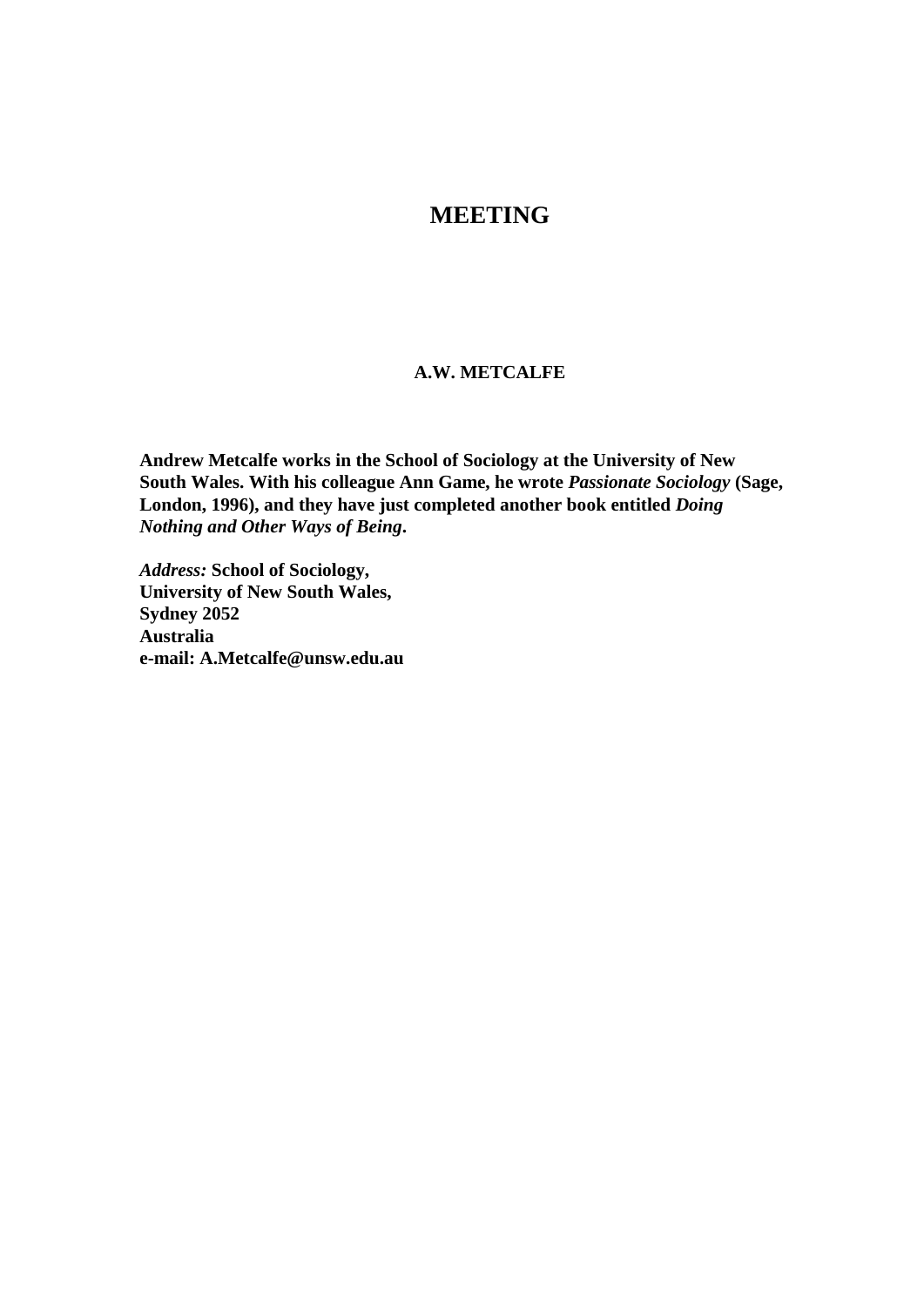# MEETING

**A.W. METCALFE**

**Andrew Metcalfe works in the School of Sociology at the University of New South Wales. With his colleague Ann Game, he wrote *Passionate Sociology* (Sage, London, 1996), and they have just completed another book entitled *Doing Nothing and Other Ways of Being*.**

*Address:* **School of Sociology,**
**University of New South Wales,**
**Sydney 2052**
**Australia**
**e-mail: A.Metcalfe@unsw.edu.au**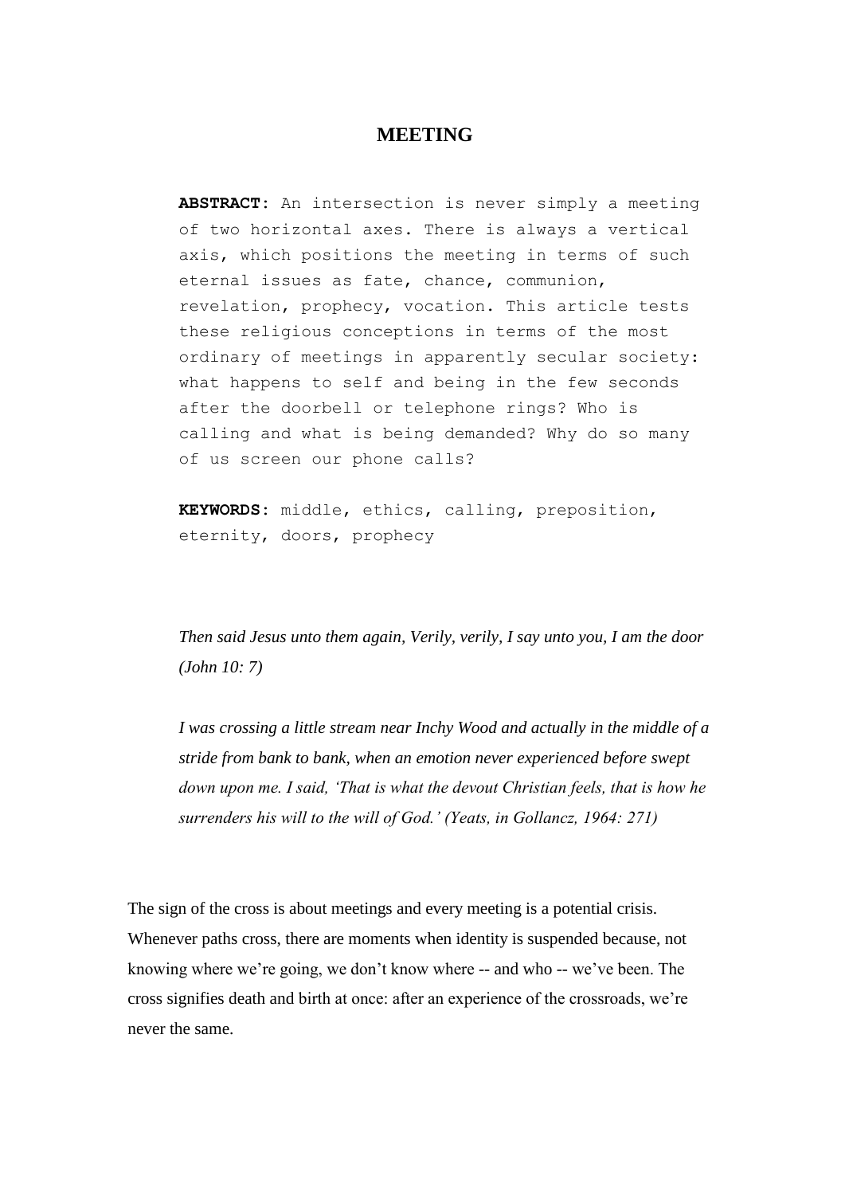# MEETING

**ABSTRACT:** An intersection is never simply a meeting of two horizontal axes. There is always a vertical axis, which positions the meeting in terms of such eternal issues as fate, chance, communion, revelation, prophecy, vocation. This article tests these religious conceptions in terms of the most ordinary of meetings in apparently secular society: what happens to self and being in the few seconds after the doorbell or telephone rings? Who is calling and what is being demanded? Why do so many of us screen our phone calls?

**KEYWORDS:** middle, ethics, calling, preposition, eternity, doors, prophecy

*Then said Jesus unto them again, Verily, verily, I say unto you, I am the door (John 10: 7)*

*I was crossing a little stream near Inchy Wood and actually in the middle of a stride from bank to bank, when an emotion never experienced before swept down upon me. I said, 'That is what the devout Christian feels, that is how he surrenders his will to the will of God.' (Yeats, in Gollancz, 1964: 271)*

The sign of the cross is about meetings and every meeting is a potential crisis. Whenever paths cross, there are moments when identity is suspended because, not knowing where we're going, we don't know where -- and who -- we've been. The cross signifies death and birth at once: after an experience of the crossroads, we're never the same.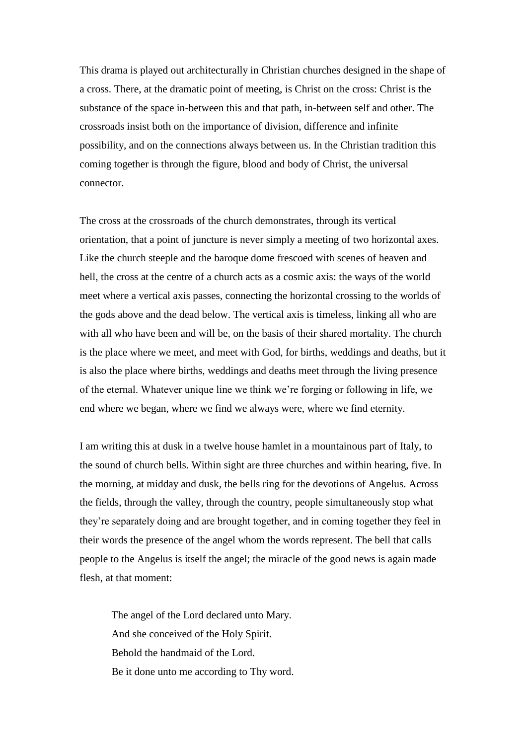This drama is played out architecturally in Christian churches designed in the shape of a cross. There, at the dramatic point of meeting, is Christ on the cross: Christ is the substance of the space in-between this and that path, in-between self and other. The crossroads insist both on the importance of division, difference and infinite possibility, and on the connections always between us. In the Christian tradition this coming together is through the figure, blood and body of Christ, the universal connector.

The cross at the crossroads of the church demonstrates, through its vertical orientation, that a point of juncture is never simply a meeting of two horizontal axes. Like the church steeple and the baroque dome frescoed with scenes of heaven and hell, the cross at the centre of a church acts as a cosmic axis: the ways of the world meet where a vertical axis passes, connecting the horizontal crossing to the worlds of the gods above and the dead below. The vertical axis is timeless, linking all who are with all who have been and will be, on the basis of their shared mortality. The church is the place where we meet, and meet with God, for births, weddings and deaths, but it is also the place where births, weddings and deaths meet through the living presence of the eternal. Whatever unique line we think we're forging or following in life, we end where we began, where we find we always were, where we find eternity.

I am writing this at dusk in a twelve house hamlet in a mountainous part of Italy, to the sound of church bells. Within sight are three churches and within hearing, five. In the morning, at midday and dusk, the bells ring for the devotions of Angelus. Across the fields, through the valley, through the country, people simultaneously stop what they're separately doing and are brought together, and in coming together they feel in their words the presence of the angel whom the words represent. The bell that calls people to the Angelus is itself the angel; the miracle of the good news is again made flesh, at that moment:

> The angel of the Lord declared unto Mary.
> And she conceived of the Holy Spirit.
> Behold the handmaid of the Lord.
> Be it done unto me according to Thy word.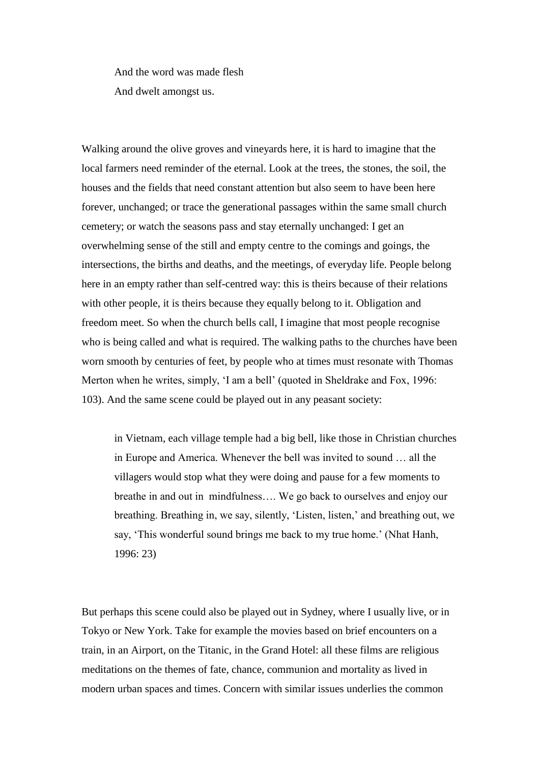> And the word was made flesh
> And dwelt amongst us.

Walking around the olive groves and vineyards here, it is hard to imagine that the local farmers need reminder of the eternal. Look at the trees, the stones, the soil, the houses and the fields that need constant attention but also seem to have been here forever, unchanged; or trace the generational passages within the same small church cemetery; or watch the seasons pass and stay eternally unchanged: I get an overwhelming sense of the still and empty centre to the comings and goings, the intersections, the births and deaths, and the meetings, of everyday life. People belong here in an empty rather than self-centred way: this is theirs because of their relations with other people, it is theirs because they equally belong to it. Obligation and freedom meet. So when the church bells call, I imagine that most people recognise who is being called and what is required. The walking paths to the churches have been worn smooth by centuries of feet, by people who at times must resonate with Thomas Merton when he writes, simply, 'I am a bell' (quoted in Sheldrake and Fox, 1996: 103). And the same scene could be played out in any peasant society:

> in Vietnam, each village temple had a big bell, like those in Christian churches in Europe and America. Whenever the bell was invited to sound … all the villagers would stop what they were doing and pause for a few moments to breathe in and out in mindfulness…. We go back to ourselves and enjoy our breathing. Breathing in, we say, silently, 'Listen, listen,' and breathing out, we say, 'This wonderful sound brings me back to my true home.' (Nhat Hanh, 1996: 23)

But perhaps this scene could also be played out in Sydney, where I usually live, or in Tokyo or New York. Take for example the movies based on brief encounters on a train, in an Airport, on the Titanic, in the Grand Hotel: all these films are religious meditations on the themes of fate, chance, communion and mortality as lived in modern urban spaces and times. Concern with similar issues underlies the common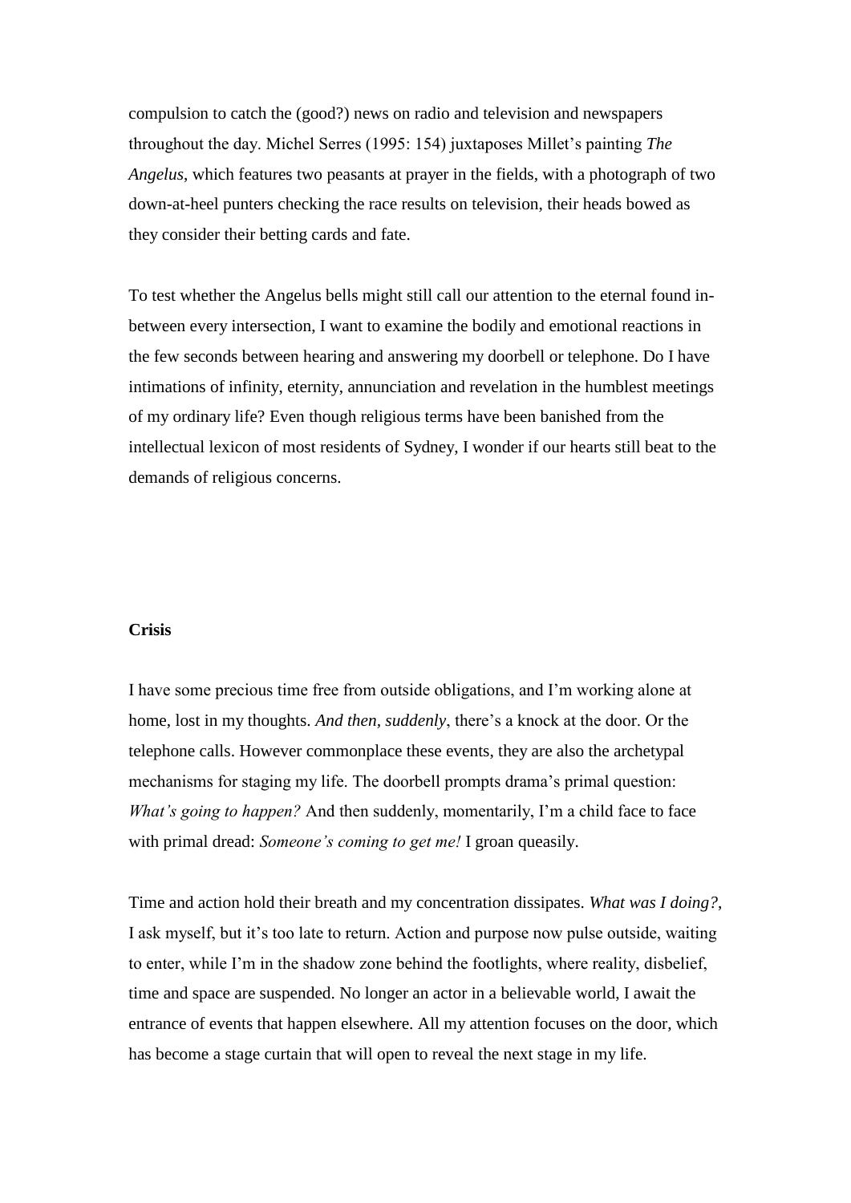compulsion to catch the (good?) news on radio and television and newspapers throughout the day. Michel Serres (1995: 154) juxtaposes Millet's painting *The Angelus*, which features two peasants at prayer in the fields, with a photograph of two down-at-heel punters checking the race results on television, their heads bowed as they consider their betting cards and fate.

To test whether the Angelus bells might still call our attention to the eternal found in-between every intersection, I want to examine the bodily and emotional reactions in the few seconds between hearing and answering my doorbell or telephone. Do I have intimations of infinity, eternity, annunciation and revelation in the humblest meetings of my ordinary life? Even though religious terms have been banished from the intellectual lexicon of most residents of Sydney, I wonder if our hearts still beat to the demands of religious concerns.

**Crisis**

I have some precious time free from outside obligations, and I'm working alone at home, lost in my thoughts. *And then, suddenly*, there's a knock at the door. Or the telephone calls. However commonplace these events, they are also the archetypal mechanisms for staging my life. The doorbell prompts drama's primal question: *What's going to happen?* And then suddenly, momentarily, I'm a child face to face with primal dread: *Someone's coming to get me!* I groan queasily.

Time and action hold their breath and my concentration dissipates. *What was I doing?*, I ask myself, but it's too late to return. Action and purpose now pulse outside, waiting to enter, while I'm in the shadow zone behind the footlights, where reality, disbelief, time and space are suspended. No longer an actor in a believable world, I await the entrance of events that happen elsewhere. All my attention focuses on the door, which has become a stage curtain that will open to reveal the next stage in my life.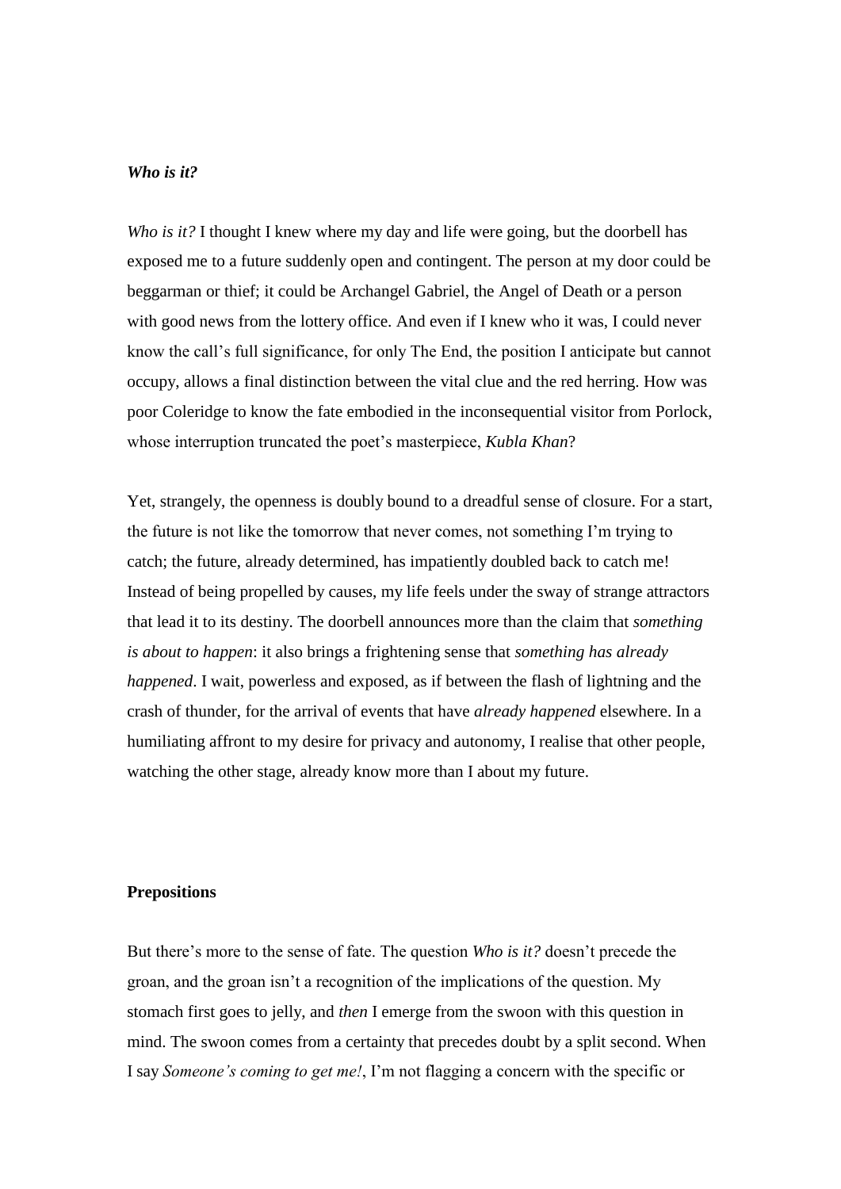### ***Who is it?***

*Who is it?* I thought I knew where my day and life were going, but the doorbell has exposed me to a future suddenly open and contingent. The person at my door could be beggarman or thief; it could be Archangel Gabriel, the Angel of Death or a person with good news from the lottery office. And even if I knew who it was, I could never know the call's full significance, for only The End, the position I anticipate but cannot occupy, allows a final distinction between the vital clue and the red herring. How was poor Coleridge to know the fate embodied in the inconsequential visitor from Porlock, whose interruption truncated the poet's masterpiece, *Kubla Khan*?

Yet, strangely, the openness is doubly bound to a dreadful sense of closure. For a start, the future is not like the tomorrow that never comes, not something I'm trying to catch; the future, already determined, has impatiently doubled back to catch me! Instead of being propelled by causes, my life feels under the sway of strange attractors that lead it to its destiny. The doorbell announces more than the claim that *something is about to happen*: it also brings a frightening sense that *something has already happened*. I wait, powerless and exposed, as if between the flash of lightning and the crash of thunder, for the arrival of events that have *already happened* elsewhere. In a humiliating affront to my desire for privacy and autonomy, I realise that other people, watching the other stage, already know more than I about my future.

### **Prepositions**

But there's more to the sense of fate. The question *Who is it?* doesn't precede the groan, and the groan isn't a recognition of the implications of the question. My stomach first goes to jelly, and *then* I emerge from the swoon with this question in mind. The swoon comes from a certainty that precedes doubt by a split second. When I say *Someone's coming to get me!*, I'm not flagging a concern with the specific or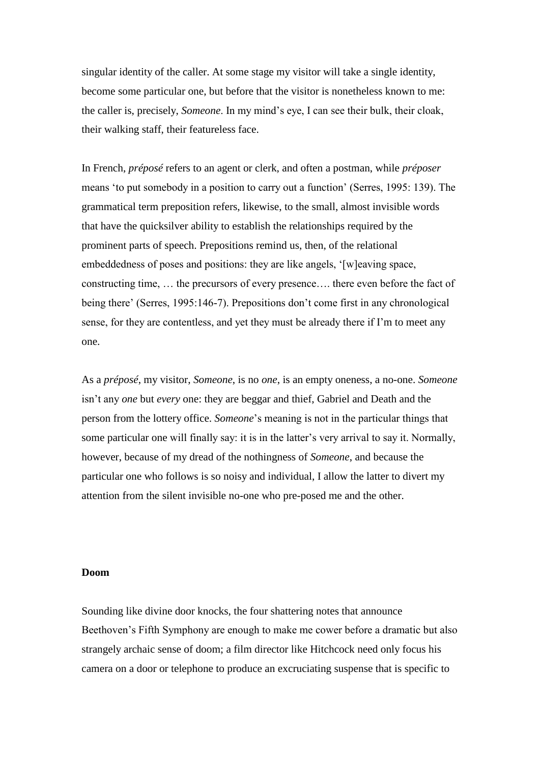singular identity of the caller. At some stage my visitor will take a single identity, become some particular one, but before that the visitor is nonetheless known to me: the caller is, precisely, *Someone*. In my mind's eye, I can see their bulk, their cloak, their walking staff, their featureless face.

In French, *préposé* refers to an agent or clerk, and often a postman, while *préposer* means 'to put somebody in a position to carry out a function' (Serres, 1995: 139). The grammatical term preposition refers, likewise, to the small, almost invisible words that have the quicksilver ability to establish the relationships required by the prominent parts of speech. Prepositions remind us, then, of the relational embeddedness of poses and positions: they are like angels, '[w]eaving space, constructing time, … the precursors of every presence…. there even before the fact of being there' (Serres, 1995:146-7). Prepositions don't come first in any chronological sense, for they are contentless, and yet they must be already there if I'm to meet any one.

As a *préposé*, my visitor, *Someone*, is no *one*, is an empty oneness, a no-one. *Someone* isn't any *one* but *every* one: they are beggar and thief, Gabriel and Death and the person from the lottery office. *Someone*'s meaning is not in the particular things that some particular one will finally say: it is in the latter's very arrival to say it. Normally, however, because of my dread of the nothingness of *Someone*, and because the particular one who follows is so noisy and individual, I allow the latter to divert my attention from the silent invisible no-one who pre-posed me and the other.

**Doom**

Sounding like divine door knocks, the four shattering notes that announce Beethoven's Fifth Symphony are enough to make me cower before a dramatic but also strangely archaic sense of doom; a film director like Hitchcock need only focus his camera on a door or telephone to produce an excruciating suspense that is specific to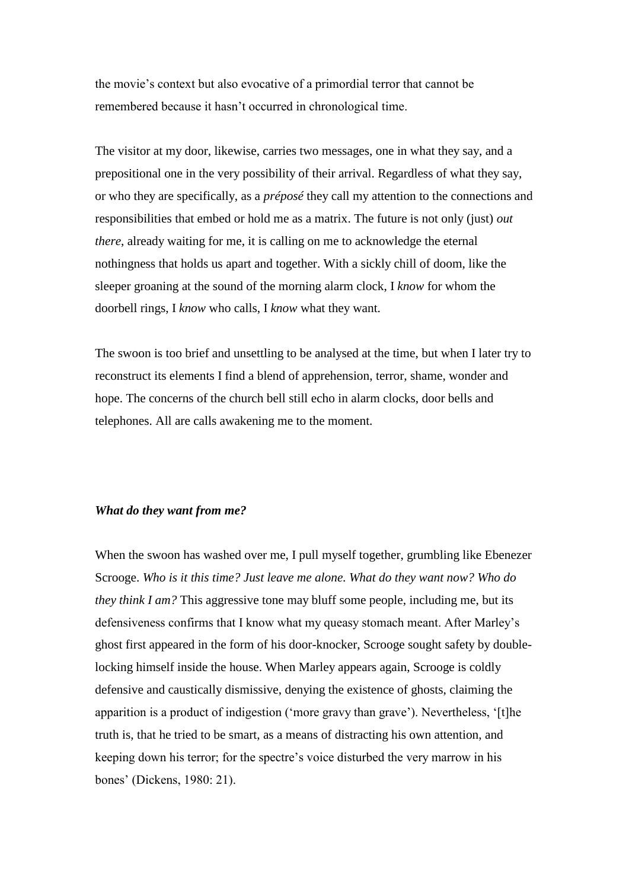the movie's context but also evocative of a primordial terror that cannot be remembered because it hasn't occurred in chronological time.

The visitor at my door, likewise, carries two messages, one in what they say, and a prepositional one in the very possibility of their arrival. Regardless of what they say, or who they are specifically, as a *préposé* they call my attention to the connections and responsibilities that embed or hold me as a matrix. The future is not only (just) *out there*, already waiting for me, it is calling on me to acknowledge the eternal nothingness that holds us apart and together. With a sickly chill of doom, like the sleeper groaning at the sound of the morning alarm clock, I *know* for whom the doorbell rings, I *know* who calls, I *know* what they want.

The swoon is too brief and unsettling to be analysed at the time, but when I later try to reconstruct its elements I find a blend of apprehension, terror, shame, wonder and hope. The concerns of the church bell still echo in alarm clocks, door bells and telephones. All are calls awakening me to the moment.

### ***What do they want from me?***

When the swoon has washed over me, I pull myself together, grumbling like Ebenezer Scrooge. *Who is it this time? Just leave me alone. What do they want now? Who do they think I am?* This aggressive tone may bluff some people, including me, but its defensiveness confirms that I know what my queasy stomach meant. After Marley's ghost first appeared in the form of his door-knocker, Scrooge sought safety by double-locking himself inside the house. When Marley appears again, Scrooge is coldly defensive and caustically dismissive, denying the existence of ghosts, claiming the apparition is a product of indigestion ('more gravy than grave'). Nevertheless, '[t]he truth is, that he tried to be smart, as a means of distracting his own attention, and keeping down his terror; for the spectre's voice disturbed the very marrow in his bones' (Dickens, 1980: 21).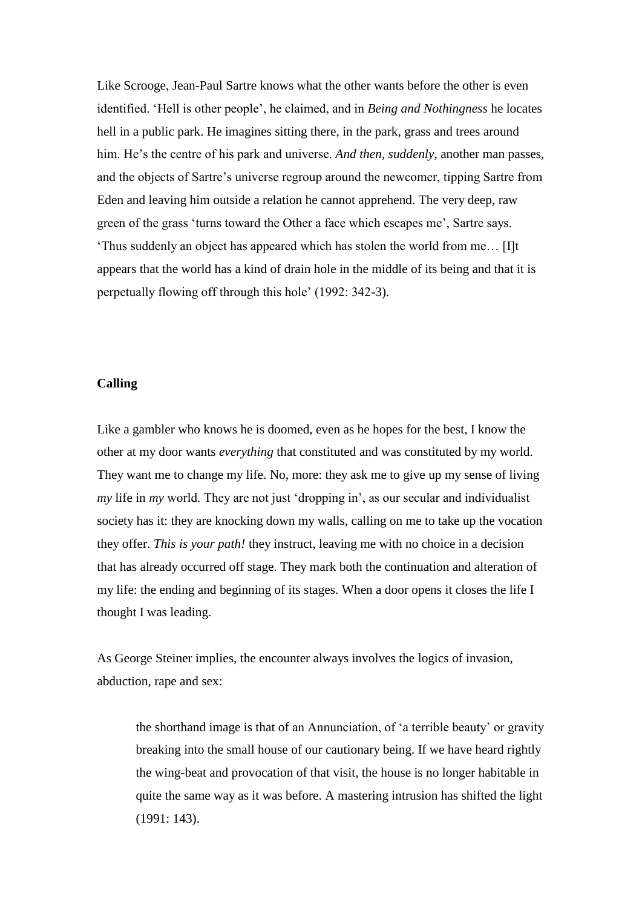Like Scrooge, Jean-Paul Sartre knows what the other wants before the other is even identified. 'Hell is other people', he claimed, and in *Being and Nothingness* he locates hell in a public park. He imagines sitting there, in the park, grass and trees around him. He's the centre of his park and universe. *And then, suddenly*, another man passes, and the objects of Sartre's universe regroup around the newcomer, tipping Sartre from Eden and leaving him outside a relation he cannot apprehend. The very deep, raw green of the grass 'turns toward the Other a face which escapes me', Sartre says. 'Thus suddenly an object has appeared which has stolen the world from me… [I]t appears that the world has a kind of drain hole in the middle of its being and that it is perpetually flowing off through this hole' (1992: 342-3).

**Calling**

Like a gambler who knows he is doomed, even as he hopes for the best, I know the other at my door wants *everything* that constituted and was constituted by my world. They want me to change my life. No, more: they ask me to give up my sense of living *my* life in *my* world. They are not just 'dropping in', as our secular and individualist society has it: they are knocking down my walls, calling on me to take up the vocation they offer. *This is your path!* they instruct, leaving me with no choice in a decision that has already occurred off stage. They mark both the continuation and alteration of my life: the ending and beginning of its stages. When a door opens it closes the life I thought I was leading.

As George Steiner implies, the encounter always involves the logics of invasion, abduction, rape and sex:

> the shorthand image is that of an Annunciation, of 'a terrible beauty' or gravity breaking into the small house of our cautionary being. If we have heard rightly the wing-beat and provocation of that visit, the house is no longer habitable in quite the same way as it was before. A mastering intrusion has shifted the light (1991: 143).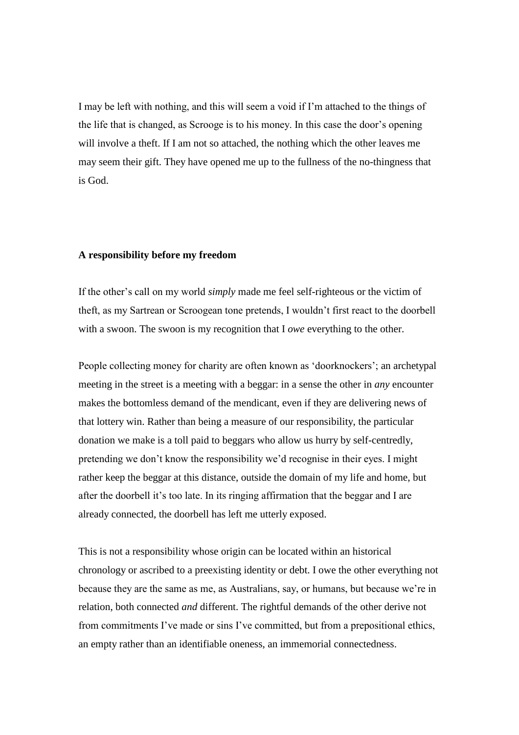I may be left with nothing, and this will seem a void if I'm attached to the things of the life that is changed, as Scrooge is to his money. In this case the door's opening will involve a theft. If I am not so attached, the nothing which the other leaves me may seem their gift. They have opened me up to the fullness of the no-thingness that is God.

**A responsibility before my freedom**

If the other's call on my world *simply* made me feel self-righteous or the victim of theft, as my Sartrean or Scroogean tone pretends, I wouldn't first react to the doorbell with a swoon. The swoon is my recognition that I *owe* everything to the other.

People collecting money for charity are often known as 'doorknockers'; an archetypal meeting in the street is a meeting with a beggar: in a sense the other in *any* encounter makes the bottomless demand of the mendicant, even if they are delivering news of that lottery win. Rather than being a measure of our responsibility, the particular donation we make is a toll paid to beggars who allow us hurry by self-centredly, pretending we don't know the responsibility we'd recognise in their eyes. I might rather keep the beggar at this distance, outside the domain of my life and home, but after the doorbell it's too late. In its ringing affirmation that the beggar and I are already connected, the doorbell has left me utterly exposed.

This is not a responsibility whose origin can be located within an historical chronology or ascribed to a preexisting identity or debt. I owe the other everything not because they are the same as me, as Australians, say, or humans, but because we're in relation, both connected *and* different. The rightful demands of the other derive not from commitments I've made or sins I've committed, but from a prepositional ethics, an empty rather than an identifiable oneness, an immemorial connectedness.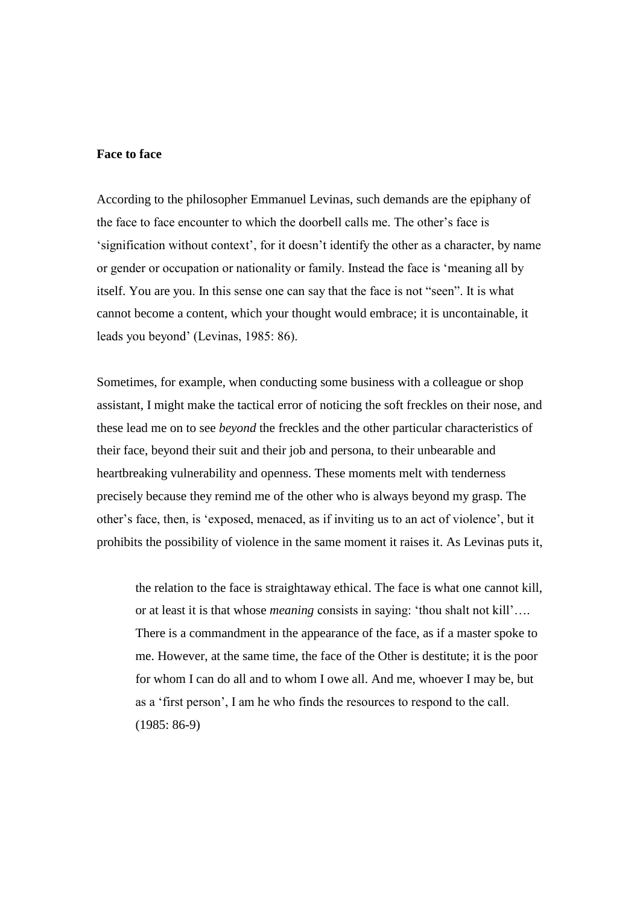**Face to face**

According to the philosopher Emmanuel Levinas, such demands are the epiphany of the face to face encounter to which the doorbell calls me. The other's face is 'signification without context', for it doesn't identify the other as a character, by name or gender or occupation or nationality or family. Instead the face is 'meaning all by itself. You are you. In this sense one can say that the face is not "seen". It is what cannot become a content, which your thought would embrace; it is uncontainable, it leads you beyond' (Levinas, 1985: 86).

Sometimes, for example, when conducting some business with a colleague or shop assistant, I might make the tactical error of noticing the soft freckles on their nose, and these lead me on to see *beyond* the freckles and the other particular characteristics of their face, beyond their suit and their job and persona, to their unbearable and heartbreaking vulnerability and openness. These moments melt with tenderness precisely because they remind me of the other who is always beyond my grasp. The other's face, then, is 'exposed, menaced, as if inviting us to an act of violence', but it prohibits the possibility of violence in the same moment it raises it. As Levinas puts it,

> the relation to the face is straightaway ethical. The face is what one cannot kill, or at least it is that whose *meaning* consists in saying: 'thou shalt not kill'…. There is a commandment in the appearance of the face, as if a master spoke to me. However, at the same time, the face of the Other is destitute; it is the poor for whom I can do all and to whom I owe all. And me, whoever I may be, but as a 'first person', I am he who finds the resources to respond to the call. (1985: 86-9)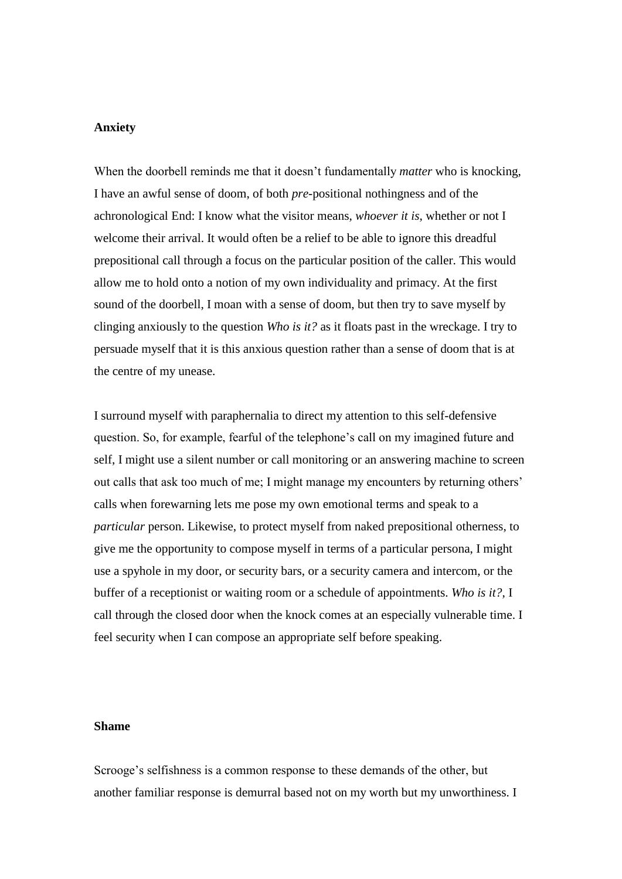**Anxiety**

When the doorbell reminds me that it doesn't fundamentally *matter* who is knocking, I have an awful sense of doom, of both *pre*-positional nothingness and of the achronological End: I know what the visitor means, *whoever it is*, whether or not I welcome their arrival. It would often be a relief to be able to ignore this dreadful prepositional call through a focus on the particular position of the caller. This would allow me to hold onto a notion of my own individuality and primacy. At the first sound of the doorbell, I moan with a sense of doom, but then try to save myself by clinging anxiously to the question *Who is it?* as it floats past in the wreckage. I try to persuade myself that it is this anxious question rather than a sense of doom that is at the centre of my unease.

I surround myself with paraphernalia to direct my attention to this self-defensive question. So, for example, fearful of the telephone's call on my imagined future and self, I might use a silent number or call monitoring or an answering machine to screen out calls that ask too much of me; I might manage my encounters by returning others' calls when forewarning lets me pose my own emotional terms and speak to a *particular* person. Likewise, to protect myself from naked prepositional otherness, to give me the opportunity to compose myself in terms of a particular persona, I might use a spyhole in my door, or security bars, or a security camera and intercom, or the buffer of a receptionist or waiting room or a schedule of appointments. *Who is it?*, I call through the closed door when the knock comes at an especially vulnerable time. I feel security when I can compose an appropriate self before speaking.

**Shame**

Scrooge's selfishness is a common response to these demands of the other, but another familiar response is demurral based not on my worth but my unworthiness. I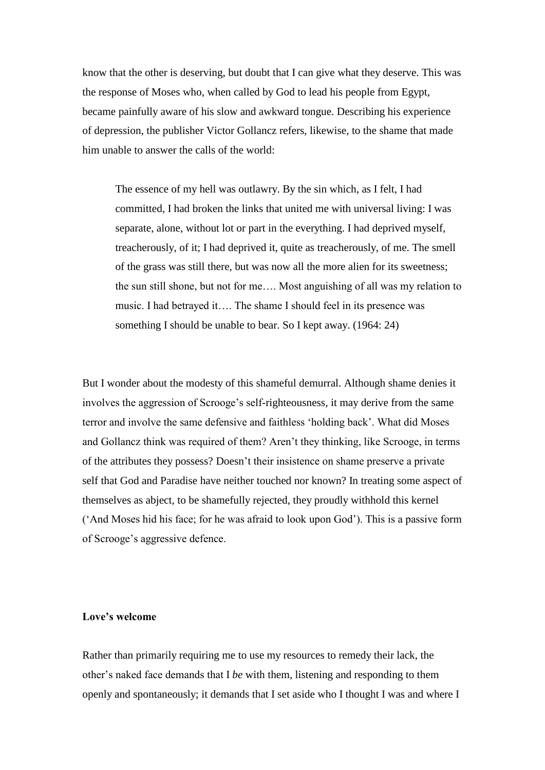know that the other is deserving, but doubt that I can give what they deserve. This was the response of Moses who, when called by God to lead his people from Egypt, became painfully aware of his slow and awkward tongue. Describing his experience of depression, the publisher Victor Gollancz refers, likewise, to the shame that made him unable to answer the calls of the world:

> The essence of my hell was outlawry. By the sin which, as I felt, I had committed, I had broken the links that united me with universal living: I was separate, alone, without lot or part in the everything. I had deprived myself, treacherously, of it; I had deprived it, quite as treacherously, of me. The smell of the grass was still there, but was now all the more alien for its sweetness; the sun still shone, but not for me…. Most anguishing of all was my relation to music. I had betrayed it…. The shame I should feel in its presence was something I should be unable to bear. So I kept away. (1964: 24)

But I wonder about the modesty of this shameful demurral. Although shame denies it involves the aggression of Scrooge's self-righteousness, it may derive from the same terror and involve the same defensive and faithless 'holding back'. What did Moses and Gollancz think was required of them? Aren't they thinking, like Scrooge, in terms of the attributes they possess? Doesn't their insistence on shame preserve a private self that God and Paradise have neither touched nor known? In treating some aspect of themselves as abject, to be shamefully rejected, they proudly withhold this kernel ('And Moses hid his face; for he was afraid to look upon God'). This is a passive form of Scrooge's aggressive defence.

**Love's welcome**

Rather than primarily requiring me to use my resources to remedy their lack, the other's naked face demands that I *be* with them, listening and responding to them openly and spontaneously; it demands that I set aside who I thought I was and where I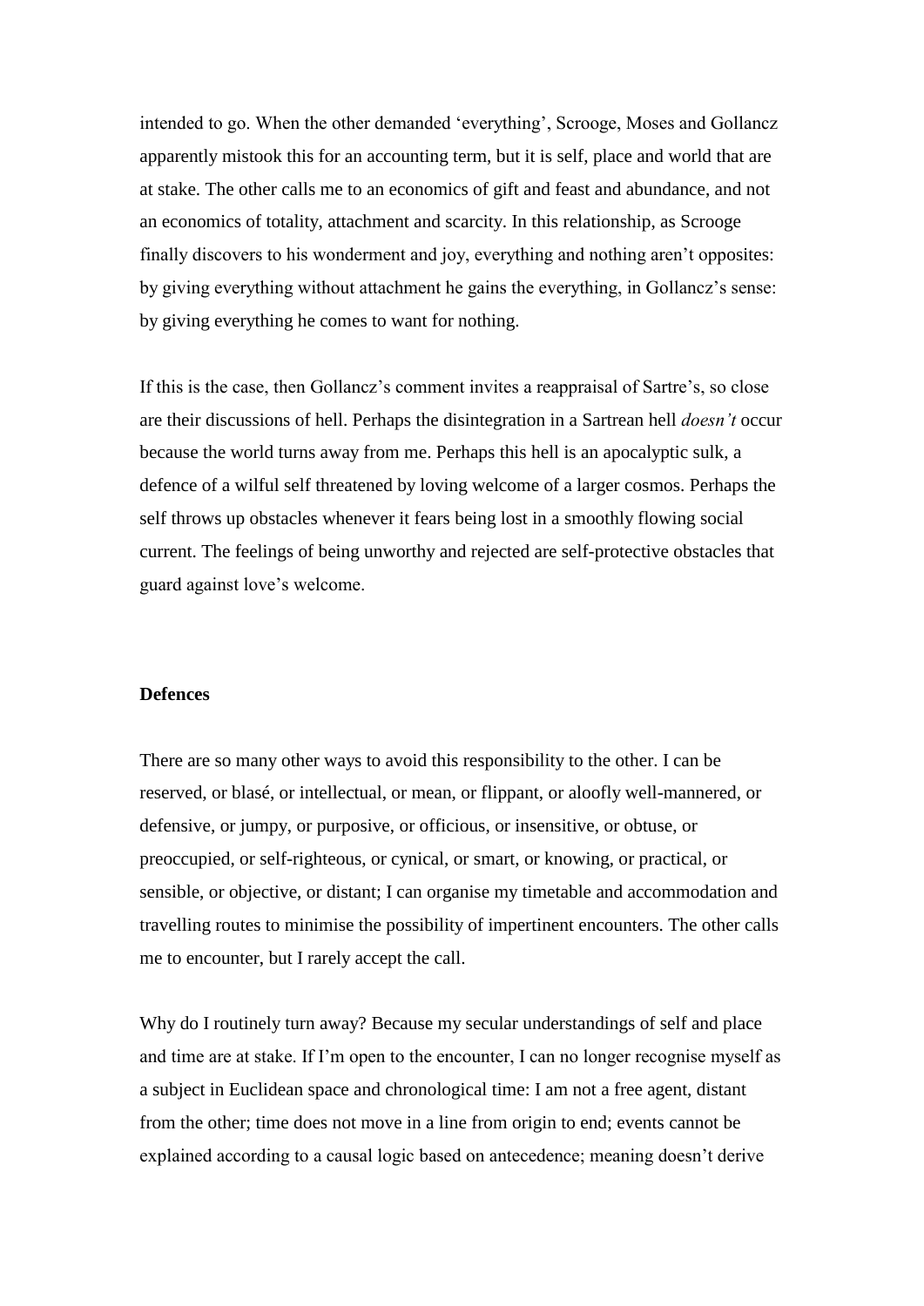intended to go. When the other demanded 'everything', Scrooge, Moses and Gollancz apparently mistook this for an accounting term, but it is self, place and world that are at stake. The other calls me to an economics of gift and feast and abundance, and not an economics of totality, attachment and scarcity. In this relationship, as Scrooge finally discovers to his wonderment and joy, everything and nothing aren't opposites: by giving everything without attachment he gains the everything, in Gollancz's sense: by giving everything he comes to want for nothing.

If this is the case, then Gollancz's comment invites a reappraisal of Sartre's, so close are their discussions of hell. Perhaps the disintegration in a Sartrean hell *doesn't* occur because the world turns away from me. Perhaps this hell is an apocalyptic sulk, a defence of a wilful self threatened by loving welcome of a larger cosmos. Perhaps the self throws up obstacles whenever it fears being lost in a smoothly flowing social current. The feelings of being unworthy and rejected are self-protective obstacles that guard against love's welcome.

**Defences**

There are so many other ways to avoid this responsibility to the other. I can be reserved, or blasé, or intellectual, or mean, or flippant, or aloofly well-mannered, or defensive, or jumpy, or purposive, or officious, or insensitive, or obtuse, or preoccupied, or self-righteous, or cynical, or smart, or knowing, or practical, or sensible, or objective, or distant; I can organise my timetable and accommodation and travelling routes to minimise the possibility of impertinent encounters. The other calls me to encounter, but I rarely accept the call.

Why do I routinely turn away? Because my secular understandings of self and place and time are at stake. If I'm open to the encounter, I can no longer recognise myself as a subject in Euclidean space and chronological time: I am not a free agent, distant from the other; time does not move in a line from origin to end; events cannot be explained according to a causal logic based on antecedence; meaning doesn't derive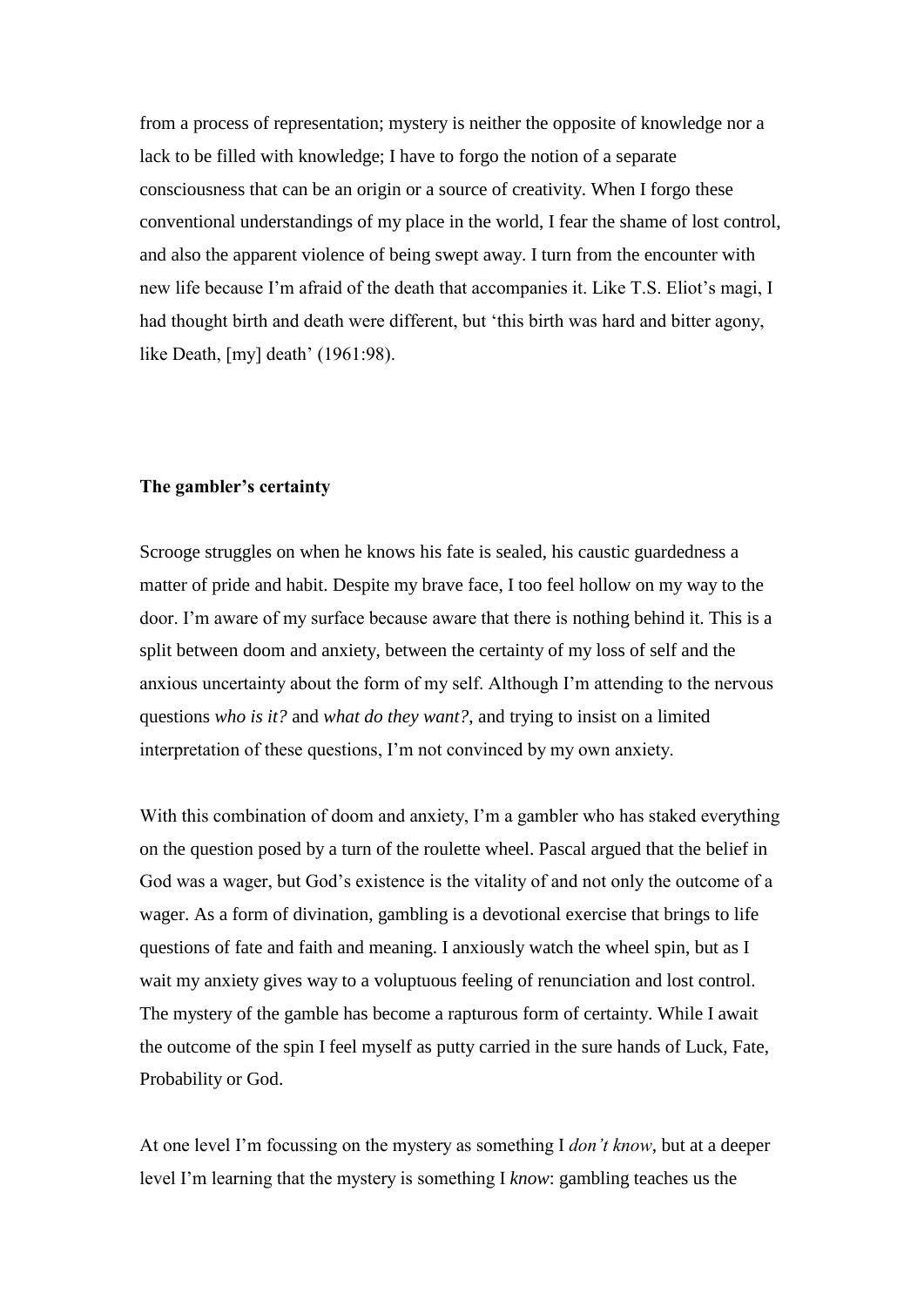from a process of representation; mystery is neither the opposite of knowledge nor a lack to be filled with knowledge; I have to forgo the notion of a separate consciousness that can be an origin or a source of creativity. When I forgo these conventional understandings of my place in the world, I fear the shame of lost control, and also the apparent violence of being swept away. I turn from the encounter with new life because I'm afraid of the death that accompanies it. Like T.S. Eliot's magi, I had thought birth and death were different, but 'this birth was hard and bitter agony, like Death, [my] death' (1961:98).

**The gambler's certainty**

Scrooge struggles on when he knows his fate is sealed, his caustic guardedness a matter of pride and habit. Despite my brave face, I too feel hollow on my way to the door. I'm aware of my surface because aware that there is nothing behind it. This is a split between doom and anxiety, between the certainty of my loss of self and the anxious uncertainty about the form of my self. Although I'm attending to the nervous questions *who is it?* and *what do they want?*, and trying to insist on a limited interpretation of these questions, I'm not convinced by my own anxiety.

With this combination of doom and anxiety, I'm a gambler who has staked everything on the question posed by a turn of the roulette wheel. Pascal argued that the belief in God was a wager, but God's existence is the vitality of and not only the outcome of a wager. As a form of divination, gambling is a devotional exercise that brings to life questions of fate and faith and meaning. I anxiously watch the wheel spin, but as I wait my anxiety gives way to a voluptuous feeling of renunciation and lost control. The mystery of the gamble has become a rapturous form of certainty. While I await the outcome of the spin I feel myself as putty carried in the sure hands of Luck, Fate, Probability or God.

At one level I'm focussing on the mystery as something I *don't know*, but at a deeper level I'm learning that the mystery is something I *know*: gambling teaches us the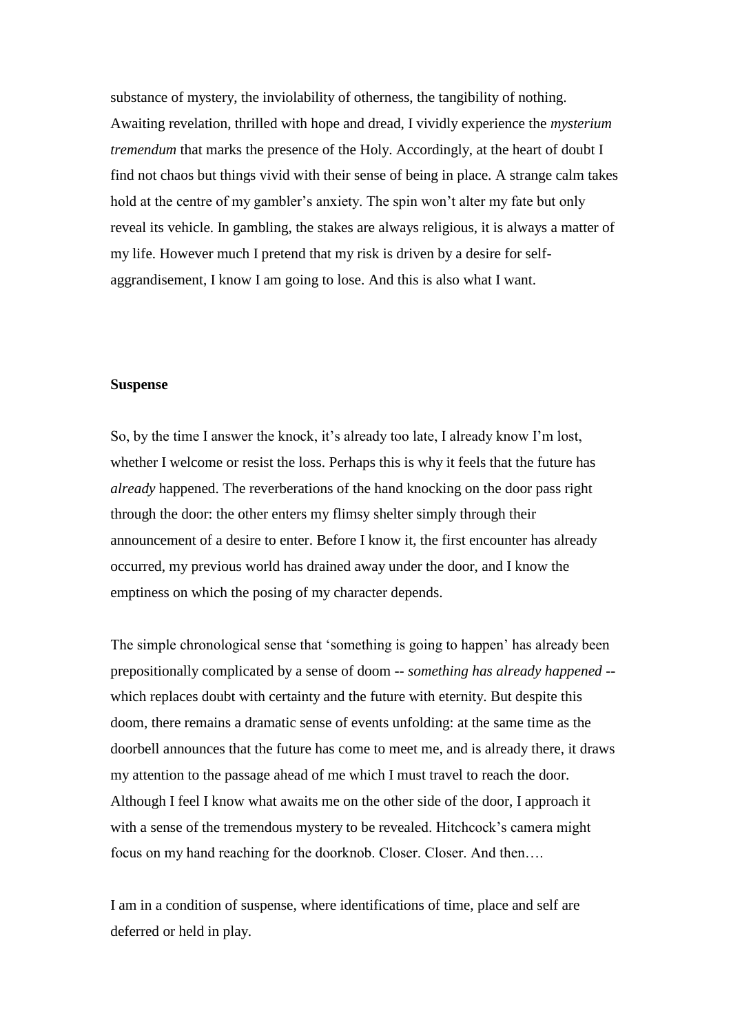substance of mystery, the inviolability of otherness, the tangibility of nothing. Awaiting revelation, thrilled with hope and dread, I vividly experience the *mysterium tremendum* that marks the presence of the Holy. Accordingly, at the heart of doubt I find not chaos but things vivid with their sense of being in place. A strange calm takes hold at the centre of my gambler's anxiety. The spin won't alter my fate but only reveal its vehicle. In gambling, the stakes are always religious, it is always a matter of my life. However much I pretend that my risk is driven by a desire for self-aggrandisement, I know I am going to lose. And this is also what I want.

**Suspense**

So, by the time I answer the knock, it's already too late, I already know I'm lost, whether I welcome or resist the loss. Perhaps this is why it feels that the future has *already* happened. The reverberations of the hand knocking on the door pass right through the door: the other enters my flimsy shelter simply through their announcement of a desire to enter. Before I know it, the first encounter has already occurred, my previous world has drained away under the door, and I know the emptiness on which the posing of my character depends.

The simple chronological sense that 'something is going to happen' has already been prepositionally complicated by a sense of doom -- *something has already happened* -- which replaces doubt with certainty and the future with eternity. But despite this doom, there remains a dramatic sense of events unfolding: at the same time as the doorbell announces that the future has come to meet me, and is already there, it draws my attention to the passage ahead of me which I must travel to reach the door. Although I feel I know what awaits me on the other side of the door, I approach it with a sense of the tremendous mystery to be revealed. Hitchcock's camera might focus on my hand reaching for the doorknob. Closer. Closer. And then….

I am in a condition of suspense, where identifications of time, place and self are deferred or held in play.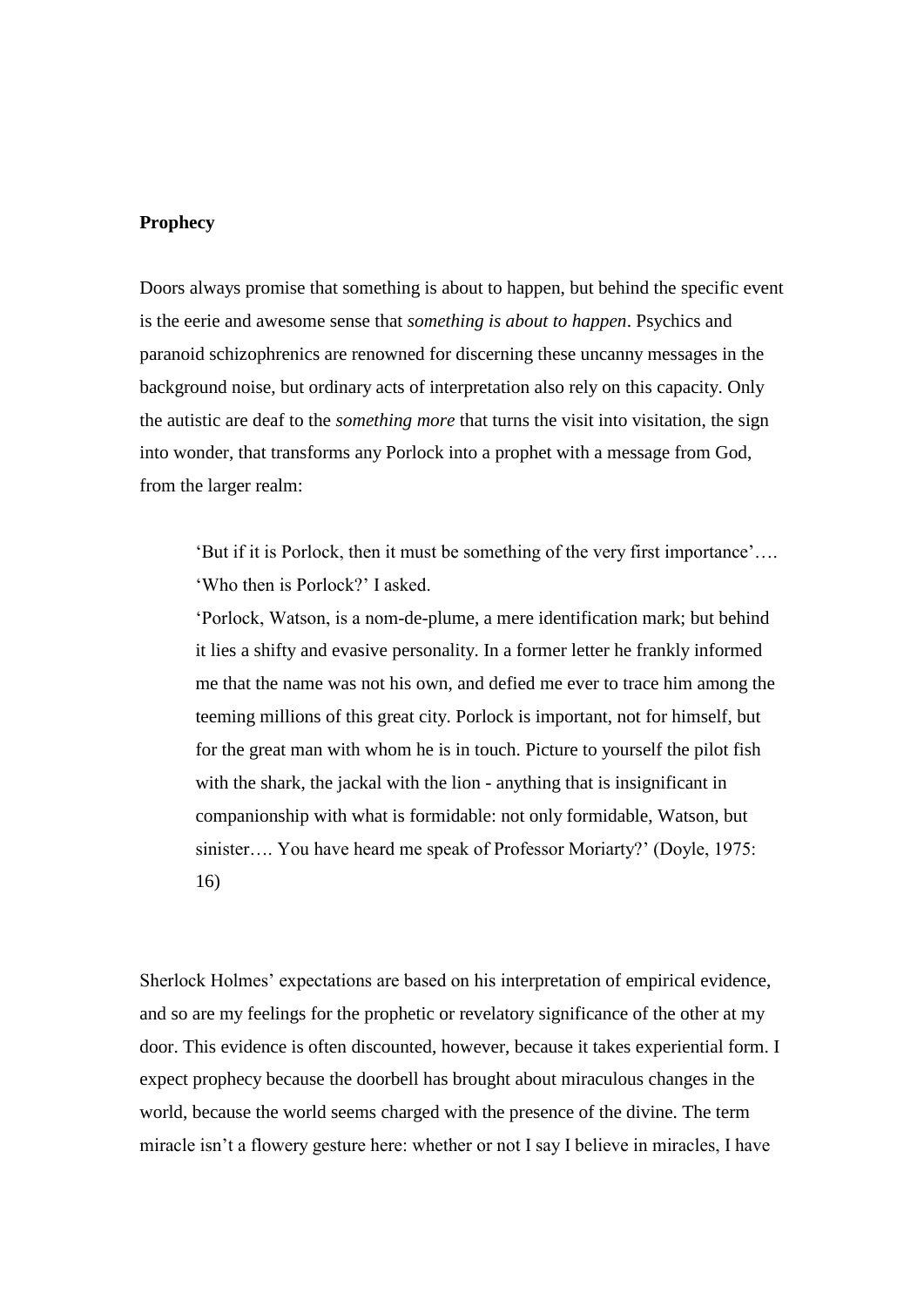**Prophecy**

Doors always promise that something is about to happen, but behind the specific event is the eerie and awesome sense that *something is about to happen*. Psychics and paranoid schizophrenics are renowned for discerning these uncanny messages in the background noise, but ordinary acts of interpretation also rely on this capacity. Only the autistic are deaf to the *something more* that turns the visit into visitation, the sign into wonder, that transforms any Porlock into a prophet with a message from God, from the larger realm:

> 'But if it is Porlock, then it must be something of the very first importance'….
> 'Who then is Porlock?' I asked.
> 'Porlock, Watson, is a nom-de-plume, a mere identification mark; but behind it lies a shifty and evasive personality. In a former letter he frankly informed me that the name was not his own, and defied me ever to trace him among the teeming millions of this great city. Porlock is important, not for himself, but for the great man with whom he is in touch. Picture to yourself the pilot fish with the shark, the jackal with the lion - anything that is insignificant in companionship with what is formidable: not only formidable, Watson, but sinister…. You have heard me speak of Professor Moriarty?' (Doyle, 1975: 16)

Sherlock Holmes' expectations are based on his interpretation of empirical evidence, and so are my feelings for the prophetic or revelatory significance of the other at my door. This evidence is often discounted, however, because it takes experiential form. I expect prophecy because the doorbell has brought about miraculous changes in the world, because the world seems charged with the presence of the divine. The term miracle isn't a flowery gesture here: whether or not I say I believe in miracles, I have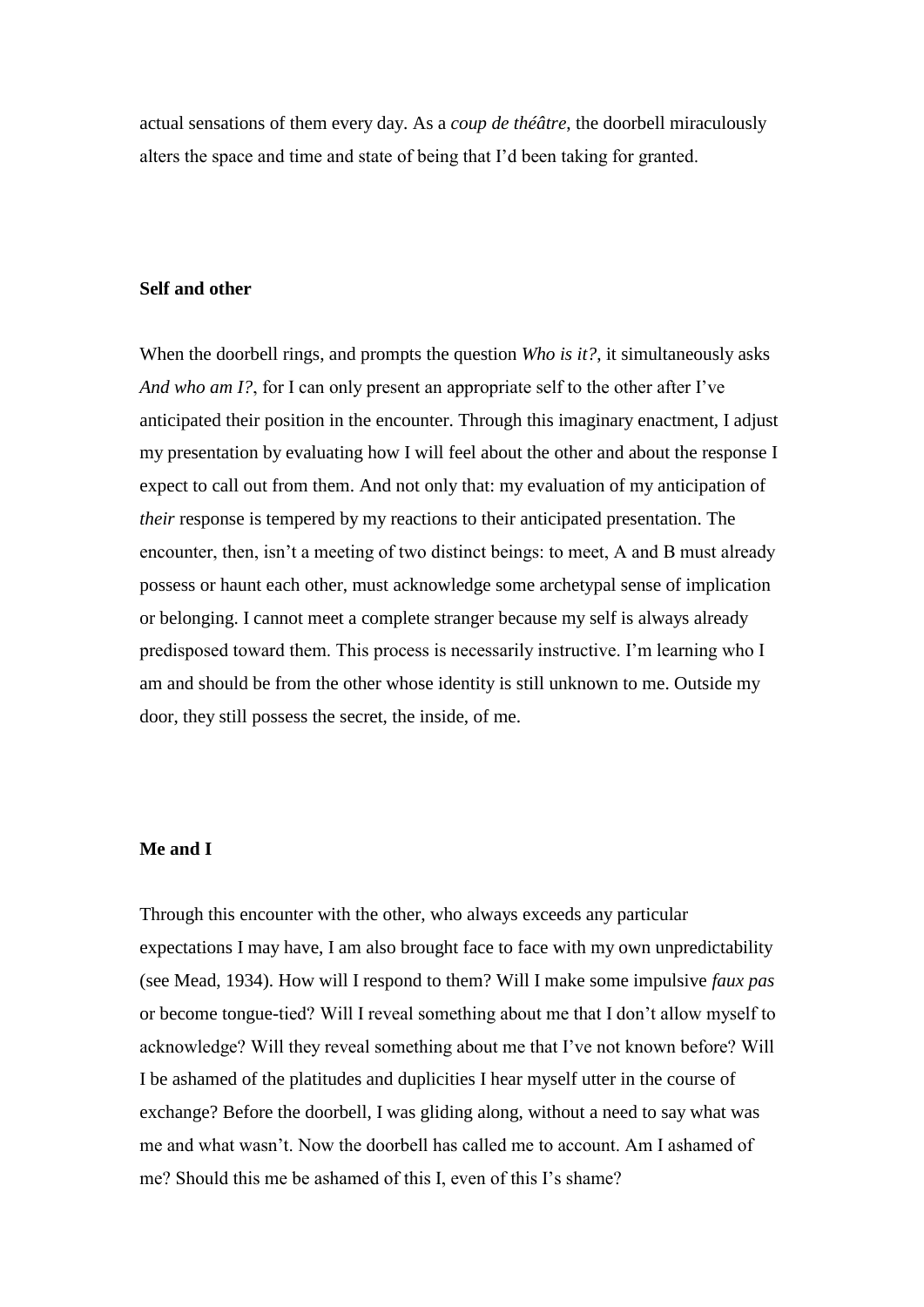actual sensations of them every day. As a *coup de théâtre*, the doorbell miraculously alters the space and time and state of being that I'd been taking for granted.

## Self and other

When the doorbell rings, and prompts the question *Who is it?*, it simultaneously asks *And who am I?*, for I can only present an appropriate self to the other after I've anticipated their position in the encounter. Through this imaginary enactment, I adjust my presentation by evaluating how I will feel about the other and about the response I expect to call out from them. And not only that: my evaluation of my anticipation of *their* response is tempered by my reactions to their anticipated presentation. The encounter, then, isn't a meeting of two distinct beings: to meet, A and B must already possess or haunt each other, must acknowledge some archetypal sense of implication or belonging. I cannot meet a complete stranger because my self is always already predisposed toward them. This process is necessarily instructive. I'm learning who I am and should be from the other whose identity is still unknown to me. Outside my door, they still possess the secret, the inside, of me.

## Me and I

Through this encounter with the other, who always exceeds any particular expectations I may have, I am also brought face to face with my own unpredictability (see Mead, 1934). How will I respond to them? Will I make some impulsive *faux pas* or become tongue-tied? Will I reveal something about me that I don't allow myself to acknowledge? Will they reveal something about me that I've not known before? Will I be ashamed of the platitudes and duplicities I hear myself utter in the course of exchange? Before the doorbell, I was gliding along, without a need to say what was me and what wasn't. Now the doorbell has called me to account. Am I ashamed of me? Should this me be ashamed of this I, even of this I's shame?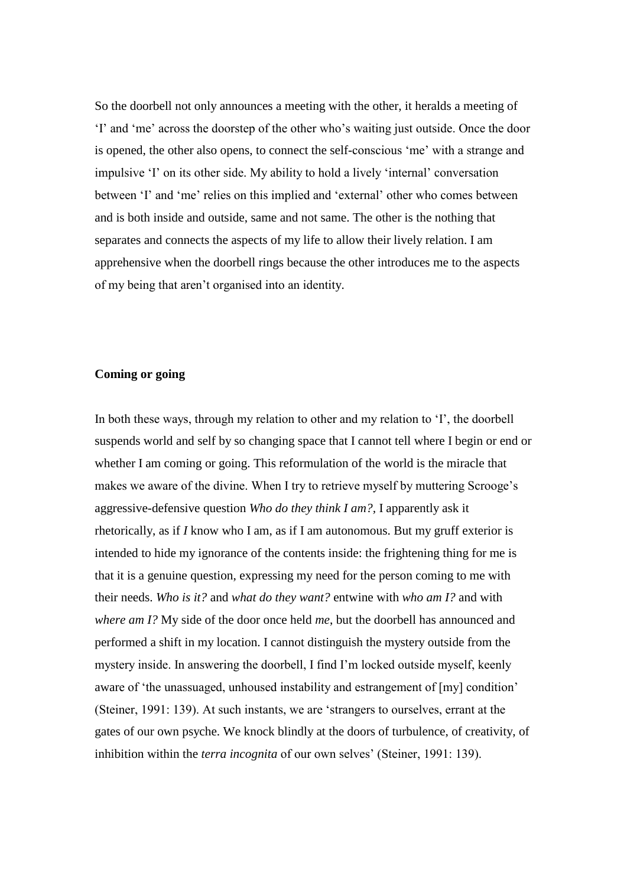So the doorbell not only announces a meeting with the other, it heralds a meeting of ‘I’ and ‘me’ across the doorstep of the other who’s waiting just outside. Once the door is opened, the other also opens, to connect the self-conscious ‘me’ with a strange and impulsive ‘I’ on its other side. My ability to hold a lively ‘internal’ conversation between ‘I’ and ‘me’ relies on this implied and ‘external’ other who comes between and is both inside and outside, same and not same. The other is the nothing that separates and connects the aspects of my life to allow their lively relation. I am apprehensive when the doorbell rings because the other introduces me to the aspects of my being that aren’t organised into an identity.

**Coming or going**

In both these ways, through my relation to other and my relation to ‘I’, the doorbell suspends world and self by so changing space that I cannot tell where I begin or end or whether I am coming or going. This reformulation of the world is the miracle that makes we aware of the divine. When I try to retrieve myself by muttering Scrooge’s aggressive-defensive question *Who do they think I am?,* I apparently ask it rhetorically, as if *I* know who I am, as if I am autonomous. But my gruff exterior is intended to hide my ignorance of the contents inside: the frightening thing for me is that it is a genuine question, expressing my need for the person coming to me with their needs. *Who is it?* and *what do they want?* entwine with *who am I?* and with *where am I?* My side of the door once held *me*, but the doorbell has announced and performed a shift in my location. I cannot distinguish the mystery outside from the mystery inside. In answering the doorbell, I find I’m locked outside myself, keenly aware of ‘the unassuaged, unhoused instability and estrangement of [my] condition’ (Steiner, 1991: 139). At such instants, we are ‘strangers to ourselves, errant at the gates of our own psyche. We knock blindly at the doors of turbulence, of creativity, of inhibition within the *terra incognita* of our own selves’ (Steiner, 1991: 139).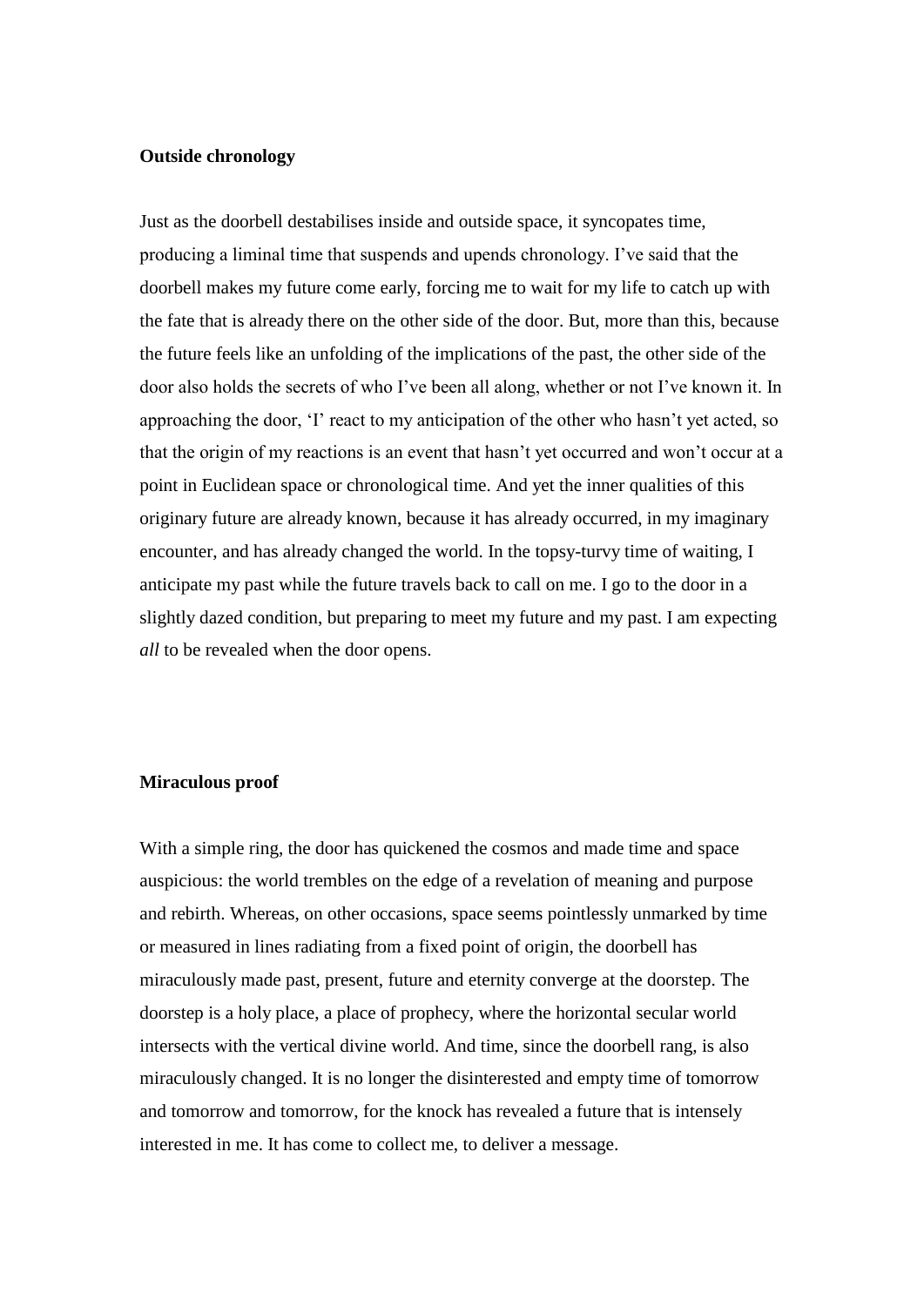### Outside chronology

Just as the doorbell destabilises inside and outside space, it syncopates time, producing a liminal time that suspends and upends chronology. I've said that the doorbell makes my future come early, forcing me to wait for my life to catch up with the fate that is already there on the other side of the door. But, more than this, because the future feels like an unfolding of the implications of the past, the other side of the door also holds the secrets of who I've been all along, whether or not I've known it. In approaching the door, 'I' react to my anticipation of the other who hasn't yet acted, so that the origin of my reactions is an event that hasn't yet occurred and won't occur at a point in Euclidean space or chronological time. And yet the inner qualities of this originary future are already known, because it has already occurred, in my imaginary encounter, and has already changed the world. In the topsy-turvy time of waiting, I anticipate my past while the future travels back to call on me. I go to the door in a slightly dazed condition, but preparing to meet my future and my past. I am expecting *all* to be revealed when the door opens.

### Miraculous proof

With a simple ring, the door has quickened the cosmos and made time and space auspicious: the world trembles on the edge of a revelation of meaning and purpose and rebirth. Whereas, on other occasions, space seems pointlessly unmarked by time or measured in lines radiating from a fixed point of origin, the doorbell has miraculously made past, present, future and eternity converge at the doorstep. The doorstep is a holy place, a place of prophecy, where the horizontal secular world intersects with the vertical divine world. And time, since the doorbell rang, is also miraculously changed. It is no longer the disinterested and empty time of tomorrow and tomorrow and tomorrow, for the knock has revealed a future that is intensely interested in me. It has come to collect me, to deliver a message.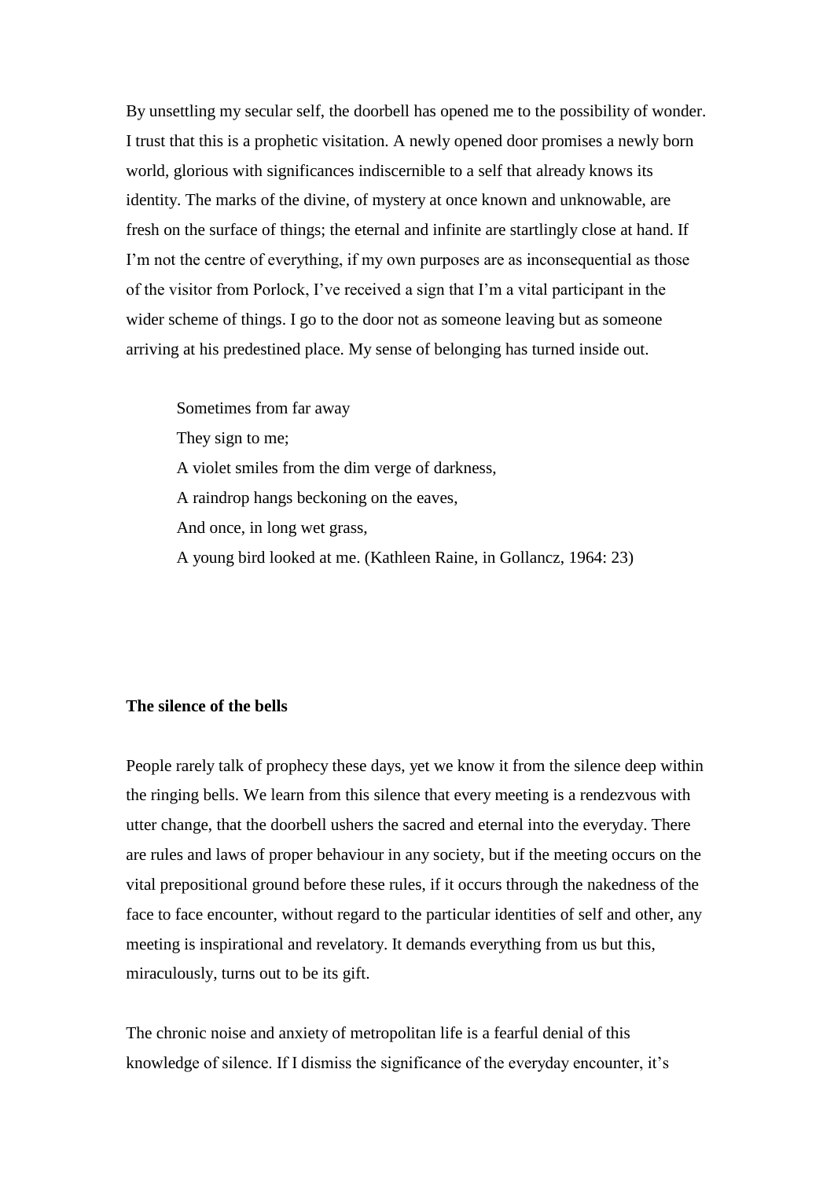By unsettling my secular self, the doorbell has opened me to the possibility of wonder. I trust that this is a prophetic visitation. A newly opened door promises a newly born world, glorious with significances indiscernible to a self that already knows its identity. The marks of the divine, of mystery at once known and unknowable, are fresh on the surface of things; the eternal and infinite are startlingly close at hand. If I'm not the centre of everything, if my own purposes are as inconsequential as those of the visitor from Porlock, I've received a sign that I'm a vital participant in the wider scheme of things. I go to the door not as someone leaving but as someone arriving at his predestined place. My sense of belonging has turned inside out.

> Sometimes from far away
> They sign to me;
> A violet smiles from the dim verge of darkness,
> A raindrop hangs beckoning on the eaves,
> And once, in long wet grass,
> A young bird looked at me. (Kathleen Raine, in Gollancz, 1964: 23)

**The silence of the bells**

People rarely talk of prophecy these days, yet we know it from the silence deep within the ringing bells. We learn from this silence that every meeting is a rendezvous with utter change, that the doorbell ushers the sacred and eternal into the everyday. There are rules and laws of proper behaviour in any society, but if the meeting occurs on the vital prepositional ground before these rules, if it occurs through the nakedness of the face to face encounter, without regard to the particular identities of self and other, any meeting is inspirational and revelatory. It demands everything from us but this, miraculously, turns out to be its gift.

The chronic noise and anxiety of metropolitan life is a fearful denial of this knowledge of silence. If I dismiss the significance of the everyday encounter, it's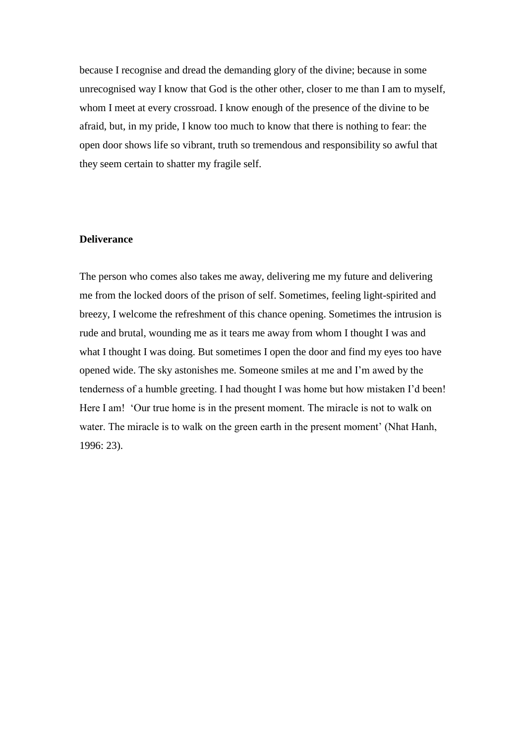because I recognise and dread the demanding glory of the divine; because in some unrecognised way I know that God is the other other, closer to me than I am to myself, whom I meet at every crossroad. I know enough of the presence of the divine to be afraid, but, in my pride, I know too much to know that there is nothing to fear: the open door shows life so vibrant, truth so tremendous and responsibility so awful that they seem certain to shatter my fragile self.

**Deliverance**

The person who comes also takes me away, delivering me my future and delivering me from the locked doors of the prison of self. Sometimes, feeling light-spirited and breezy, I welcome the refreshment of this chance opening. Sometimes the intrusion is rude and brutal, wounding me as it tears me away from whom I thought I was and what I thought I was doing. But sometimes I open the door and find my eyes too have opened wide. The sky astonishes me. Someone smiles at me and I'm awed by the tenderness of a humble greeting. I had thought I was home but how mistaken I'd been! Here I am! 'Our true home is in the present moment. The miracle is not to walk on water. The miracle is to walk on the green earth in the present moment' (Nhat Hanh, 1996: 23).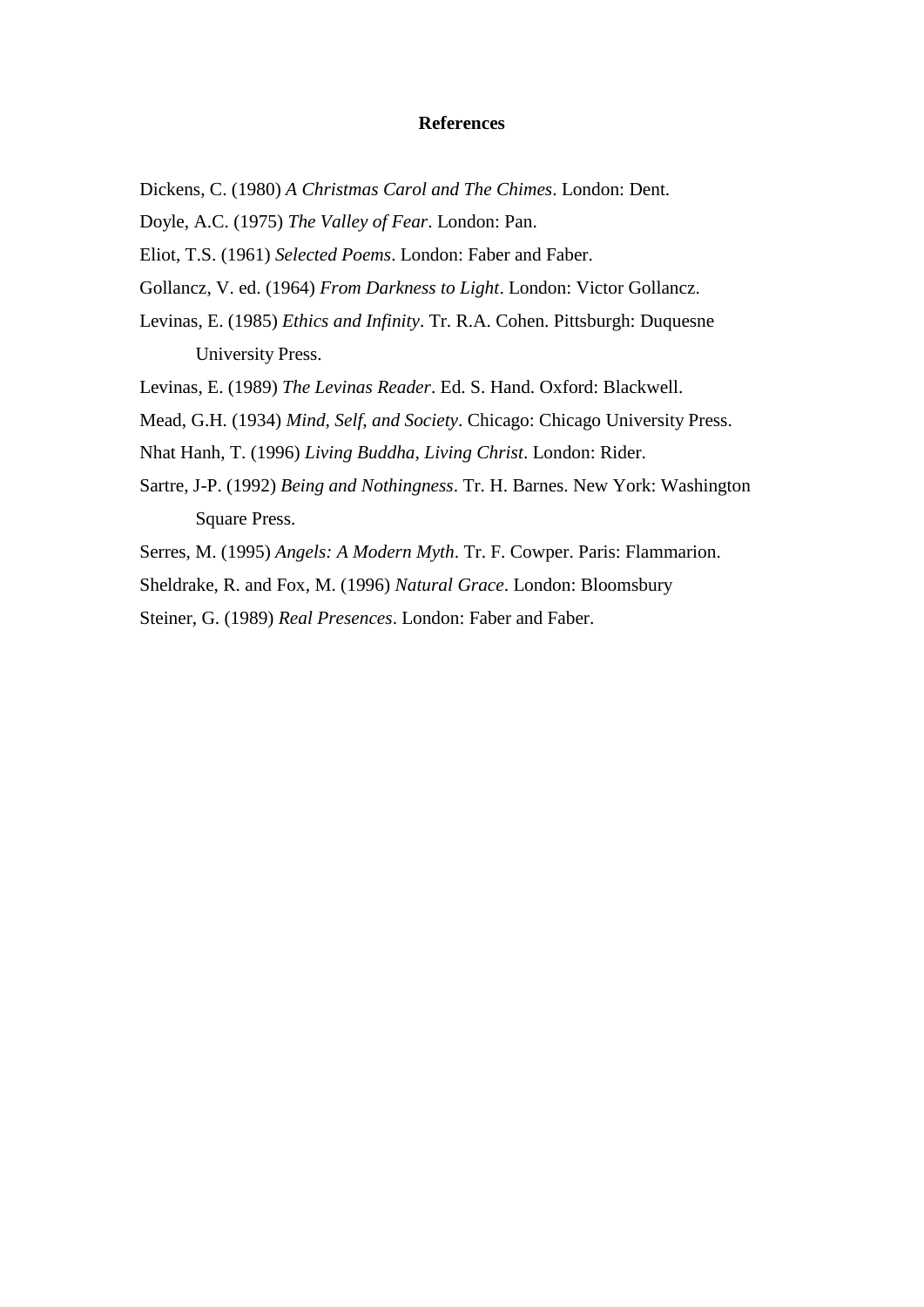# References

Dickens, C. (1980) *A Christmas Carol and The Chimes*. London: Dent.

Doyle, A.C. (1975) *The Valley of Fear*. London: Pan.

Eliot, T.S. (1961) *Selected Poems*. London: Faber and Faber.

Gollancz, V. ed. (1964) *From Darkness to Light*. London: Victor Gollancz.

Levinas, E. (1985) *Ethics and Infinity*. Tr. R.A. Cohen. Pittsburgh: Duquesne University Press.

Levinas, E. (1989) *The Levinas Reader*. Ed. S. Hand. Oxford: Blackwell.

Mead, G.H. (1934) *Mind, Self, and Society*. Chicago: Chicago University Press.

Nhat Hanh, T. (1996) *Living Buddha, Living Christ*. London: Rider.

Sartre, J-P. (1992) *Being and Nothingness*. Tr. H. Barnes. New York: Washington Square Press.

Serres, M. (1995) *Angels: A Modern Myth*. Tr. F. Cowper. Paris: Flammarion.

Sheldrake, R. and Fox, M. (1996) *Natural Grace*. London: Bloomsbury

Steiner, G. (1989) *Real Presences*. London: Faber and Faber.